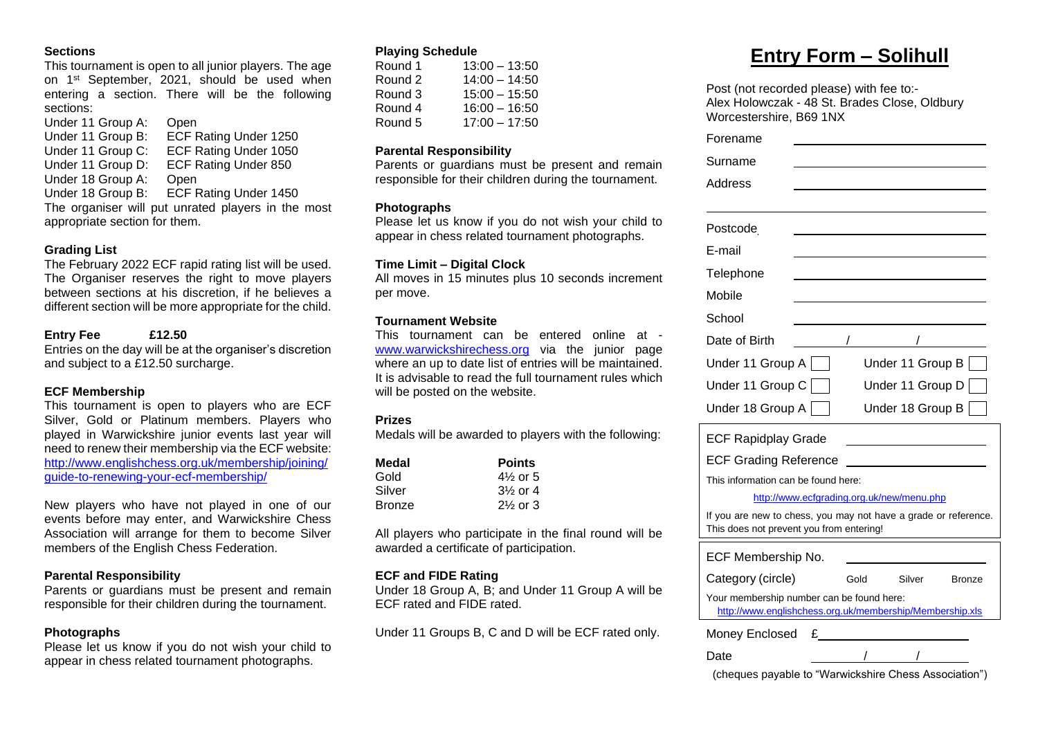### Sections

This tournament is open to all junior players. The age on 1st September, 2021, should be used when entering a section. There will be the following sections:

| | |
|---|---|
| Under 11 Group A: | Open |
| Under 11 Group B: | ECF Rating Under 1250 |
| Under 11 Group C: | ECF Rating Under 1050 |
| Under 11 Group D: | ECF Rating Under 850 |
| Under 18 Group A: | Open |
| Under 18 Group B: | ECF Rating Under 1450 |

The organiser will put unrated players in the most appropriate section for them.

### Grading List

The February 2022 ECF rapid rating list will be used. The Organiser reserves the right to move players between sections at his discretion, if he believes a different section will be more appropriate for the child.

### Entry Fee £12.50

Entries on the day will be at the organiser's discretion and subject to a £12.50 surcharge.

### ECF Membership

This tournament is open to players who are ECF Silver, Gold or Platinum members. Players who played in Warwickshire junior events last year will need to renew their membership via the ECF website: http://www.englishchess.org.uk/membership/joining/guide-to-renewing-your-ecf-membership/

New players who have not played in one of our events before may enter, and Warwickshire Chess Association will arrange for them to become Silver members of the English Chess Federation.

### Parental Responsibility

Parents or guardians must be present and remain responsible for their children during the tournament.

### Photographs

Please let us know if you do not wish your child to appear in chess related tournament photographs.

### Playing Schedule

| | |
|---|---|
| Round 1 | 13:00 – 13:50 |
| Round 2 | 14:00 – 14:50 |
| Round 3 | 15:00 – 15:50 |
| Round 4 | 16:00 – 16:50 |
| Round 5 | 17:00 – 17:50 |

### Parental Responsibility

Parents or guardians must be present and remain responsible for their children during the tournament.

### Photographs

Please let us know if you do not wish your child to appear in chess related tournament photographs.

### Time Limit – Digital Clock

All moves in 15 minutes plus 10 seconds increment per move.

### Tournament Website

This tournament can be entered online at - www.warwickshirechess.org via the junior page where an up to date list of entries will be maintained. It is advisable to read the full tournament rules which will be posted on the website.

### Prizes

Medals will be awarded to players with the following:

| Medal | Points |
|---|---|
| Gold | 4½ or 5 |
| Silver | 3½ or 4 |
| Bronze | 2½ or 3 |

All players who participate in the final round will be awarded a certificate of participation.

### ECF and FIDE Rating

Under 18 Group A, B; and Under 11 Group A will be ECF rated and FIDE rated.

Under 11 Groups B, C and D will be ECF rated only.

# Entry Form – Solihull

Post (not recorded please) with fee to:-
Alex Holowczak - 48 St. Brades Close, Oldbury
Worcestershire, B69 1NX

Forename ____________________

Surname ____________________

Address ____________________

____________________

Postcode ____________________

E-mail ____________________

Telephone ____________________

Mobile ____________________

School ____________________

Date of Birth ____ / ____ / ____

| | |
|---|---|
| Under 11 Group A ☐ | Under 11 Group B ☐ |
| Under 11 Group C ☐ | Under 11 Group D ☐ |
| Under 18 Group A ☐ | Under 18 Group B ☐ |

ECF Rapidplay Grade ____________________

ECF Grading Reference ____________________

This information can be found here:

http://www.ecfgrading.org.uk/new/menu.php

If you are new to chess, you may not have a grade or reference. This does not prevent you from entering!

ECF Membership No. ____________________

Category (circle) Gold Silver Bronze

Your membership number can be found here:
http://www.englishchess.org.uk/membership/Membership.xls

Money Enclosed £____________________

Date ____ / ____ / ____

(cheques payable to "Warwickshire Chess Association")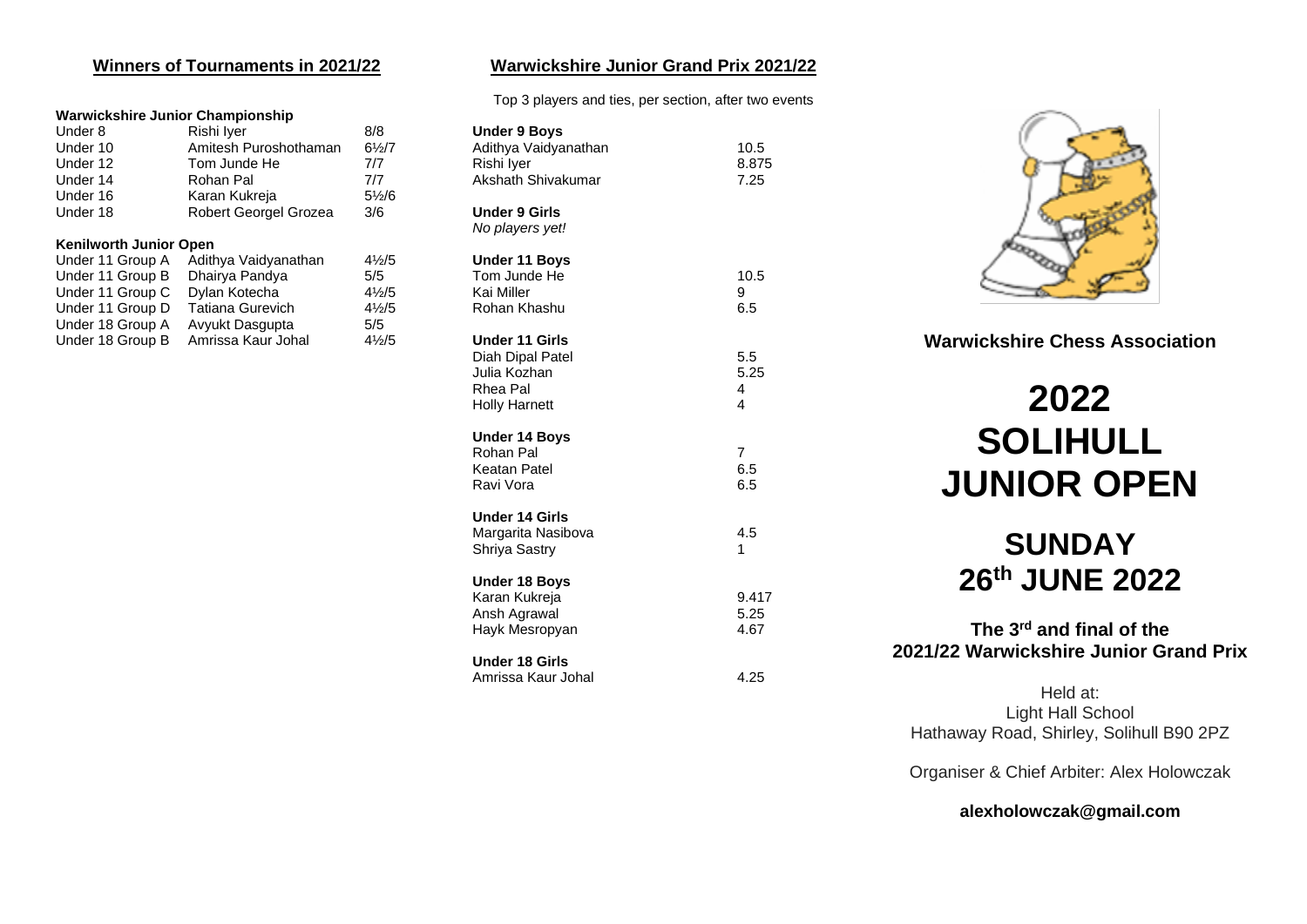## Winners of Tournaments in 2021/22

### Warwickshire Junior Championship

| | | |
|---|---|---|
| Under 8 | Rishi Iyer | 8/8 |
| Under 10 | Amitesh Puroshothaman | 6½/7 |
| Under 12 | Tom Junde He | 7/7 |
| Under 14 | Rohan Pal | 7/7 |
| Under 16 | Karan Kukreja | 5½/6 |
| Under 18 | Robert Georgel Grozea | 3/6 |

### Kenilworth Junior Open

| | | |
|---|---|---|
| Under 11 Group A | Adithya Vaidyanathan | 4½/5 |
| Under 11 Group B | Dhairya Pandya | 5/5 |
| Under 11 Group C | Dylan Kotecha | 4½/5 |
| Under 11 Group D | Tatiana Gurevich | 4½/5 |
| Under 18 Group A | Avyukt Dasgupta | 5/5 |
| Under 18 Group B | Amrissa Kaur Johal | 4½/5 |

## Warwickshire Junior Grand Prix 2021/22

Top 3 players and ties, per section, after two events

**Under 9 Boys**

| | |
|---|---|
| Adithya Vaidyanathan | 10.5 |
| Rishi Iyer | 8.875 |
| Akshath Shivakumar | 7.25 |

**Under 9 Girls**

*No players yet!*

**Under 11 Boys**

| | |
|---|---|
| Tom Junde He | 10.5 |
| Kai Miller | 9 |
| Rohan Khashu | 6.5 |

**Under 11 Girls**

| | |
|---|---|
| Diah Dipal Patel | 5.5 |
| Julia Kozhan | 5.25 |
| Rhea Pal | 4 |
| Holly Harnett | 4 |

**Under 14 Boys**

| | |
|---|---|
| Rohan Pal | 7 |
| Keatan Patel | 6.5 |
| Ravi Vora | 6.5 |

**Under 14 Girls**

| | |
|---|---|
| Margarita Nasibova | 4.5 |
| Shriya Sastry | 1 |

**Under 18 Boys**

| | |
|---|---|
| Karan Kukreja | 9.417 |
| Ansh Agrawal | 5.25 |
| Hayk Mesropyan | 4.67 |

**Under 18 Girls**

| | |
|---|---|
| Amrissa Kaur Johal | 4.25 |

**Warwickshire Chess Association**

# 2022 SOLIHULL JUNIOR OPEN

# SUNDAY 26th JUNE 2022

### The 3rd and final of the 2021/22 Warwickshire Junior Grand Prix

Held at:
Light Hall School
Hathaway Road, Shirley, Solihull B90 2PZ

Organiser & Chief Arbiter: Alex Holowczak

**alexholowczak@gmail.com**